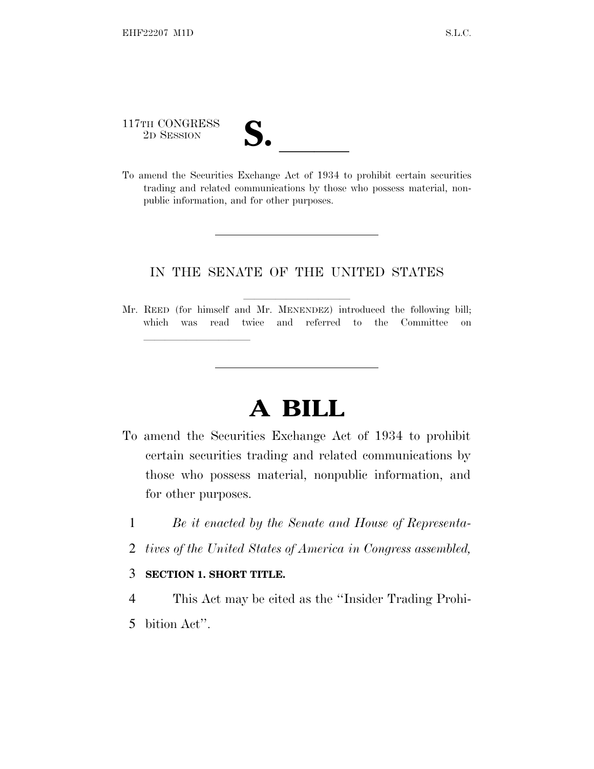117TH CONGRESS
2D SESSION

**S. \_\_\_\_\_\_**

To amend the Securities Exchange Act of 1934 to prohibit certain securities trading and related communications by those who possess material, nonpublic information, and for other purposes.

---

IN THE SENATE OF THE UNITED STATES

Mr. REED (for himself and Mr. MENENDEZ) introduced the following bill; which was read twice and referred to the Committee on \_\_\_\_\_\_\_\_\_\_\_\_\_\_\_\_\_\_\_\_

---

# A BILL

To amend the Securities Exchange Act of 1934 to prohibit certain securities trading and related communications by those who possess material, nonpublic information, and for other purposes.

1 *Be it enacted by the Senate and House of Representa-*
2 *tives of the United States of America in Congress assembled,*

3 **SECTION 1. SHORT TITLE.**

4 This Act may be cited as the ''Insider Trading Prohi-
5 bition Act''.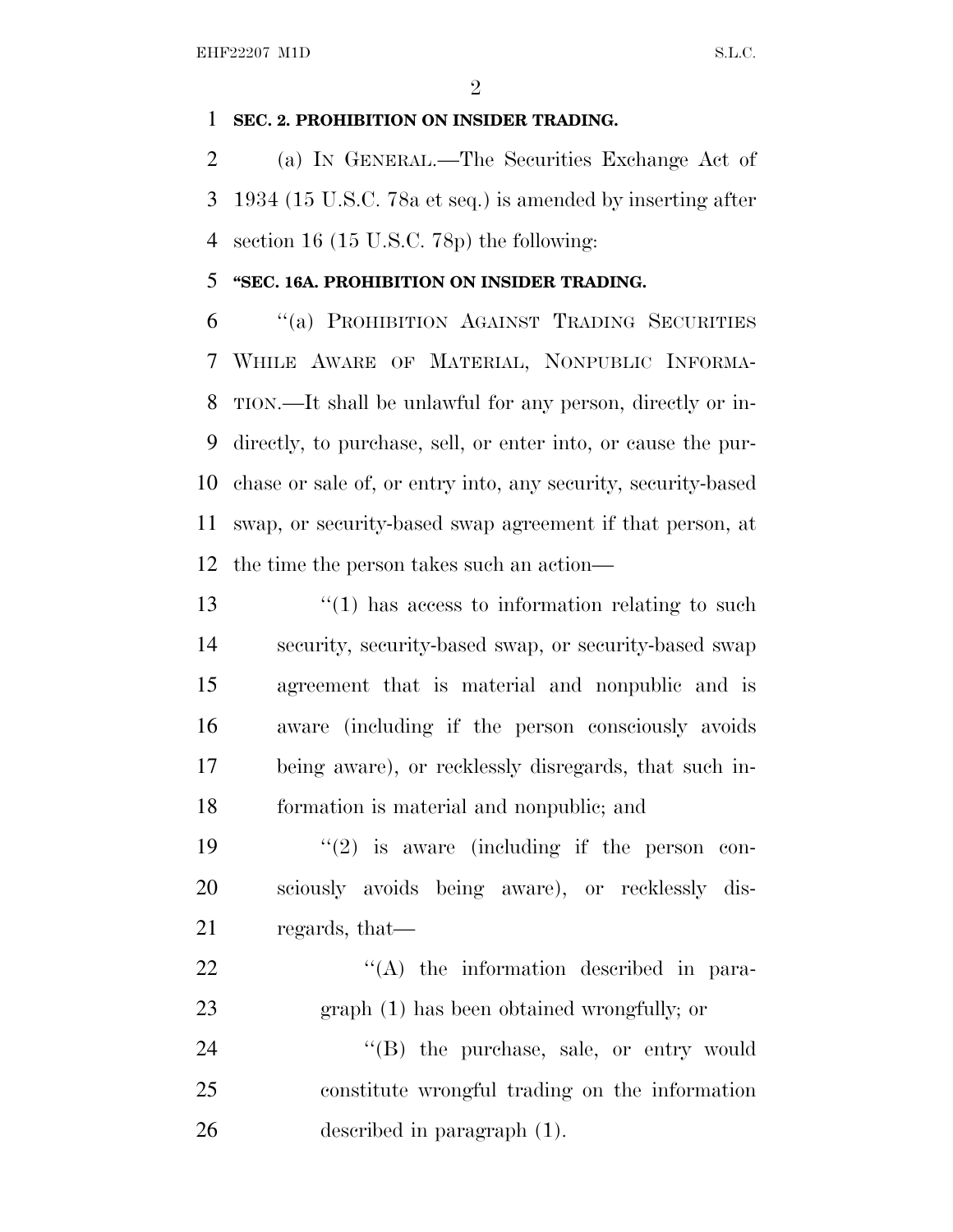**SEC. 2. PROHIBITION ON INSIDER TRADING.**

(a) IN GENERAL.—The Securities Exchange Act of 1934 (15 U.S.C. 78a et seq.) is amended by inserting after section 16 (15 U.S.C. 78p) the following:

**"SEC. 16A. PROHIBITION ON INSIDER TRADING.**

"(a) PROHIBITION AGAINST TRADING SECURITIES WHILE AWARE OF MATERIAL, NONPUBLIC INFORMATION.—It shall be unlawful for any person, directly or indirectly, to purchase, sell, or enter into, or cause the purchase or sale of, or entry into, any security, security-based swap, or security-based swap agreement if that person, at the time the person takes such an action—

"(1) has access to information relating to such security, security-based swap, or security-based swap agreement that is material and nonpublic and is aware (including if the person consciously avoids being aware), or recklessly disregards, that such information is material and nonpublic; and

"(2) is aware (including if the person consciously avoids being aware), or recklessly disregards, that—

"(A) the information described in paragraph (1) has been obtained wrongfully; or

"(B) the purchase, sale, or entry would constitute wrongful trading on the information described in paragraph (1).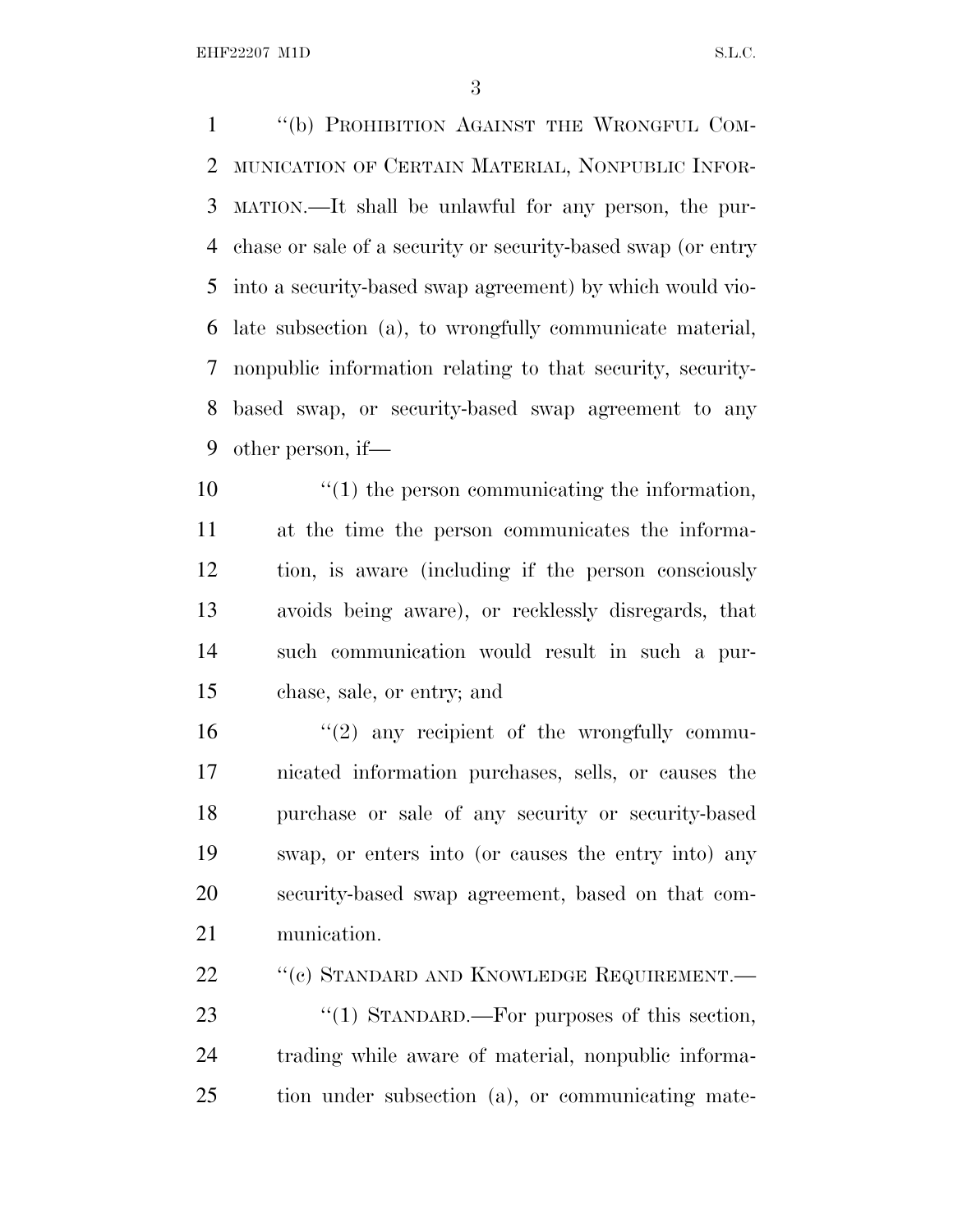"(b) PROHIBITION AGAINST THE WRONGFUL COMMUNICATION OF CERTAIN MATERIAL, NONPUBLIC INFORMATION.—It shall be unlawful for any person, the purchase or sale of a security or security-based swap (or entry into a security-based swap agreement) by which would violate subsection (a), to wrongfully communicate material, nonpublic information relating to that security, security-based swap, or security-based swap agreement to any other person, if—

"(1) the person communicating the information, at the time the person communicates the information, is aware (including if the person consciously avoids being aware), or recklessly disregards, that such communication would result in such a purchase, sale, or entry; and

"(2) any recipient of the wrongfully communicated information purchases, sells, or causes the purchase or sale of any security or security-based swap, or enters into (or causes the entry into) any security-based swap agreement, based on that communication.

"(c) STANDARD AND KNOWLEDGE REQUIREMENT.—

"(1) STANDARD.—For purposes of this section, trading while aware of material, nonpublic information under subsection (a), or communicating mate-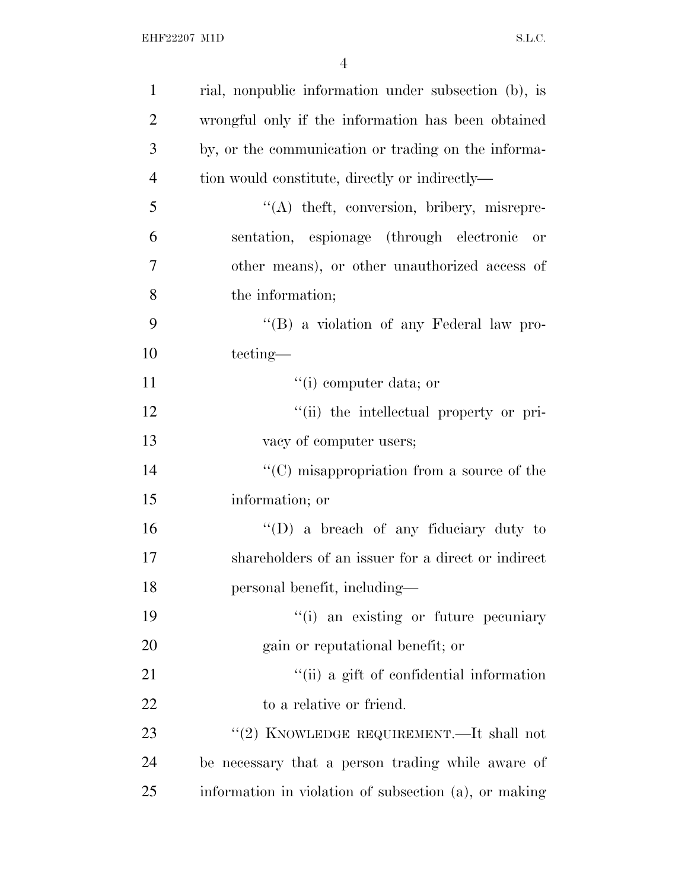rial, nonpublic information under subsection (b), is wrongful only if the information has been obtained by, or the communication or trading on the information would constitute, directly or indirectly—

"(A) theft, conversion, bribery, misrepresentation, espionage (through electronic or other means), or other unauthorized access of the information;

"(B) a violation of any Federal law protecting—

"(i) computer data; or

"(ii) the intellectual property or privacy of computer users;

"(C) misappropriation from a source of the information; or

"(D) a breach of any fiduciary duty to shareholders of an issuer for a direct or indirect personal benefit, including—

"(i) an existing or future pecuniary gain or reputational benefit; or

"(ii) a gift of confidential information to a relative or friend.

"(2) KNOWLEDGE REQUIREMENT.—It shall not be necessary that a person trading while aware of information in violation of subsection (a), or making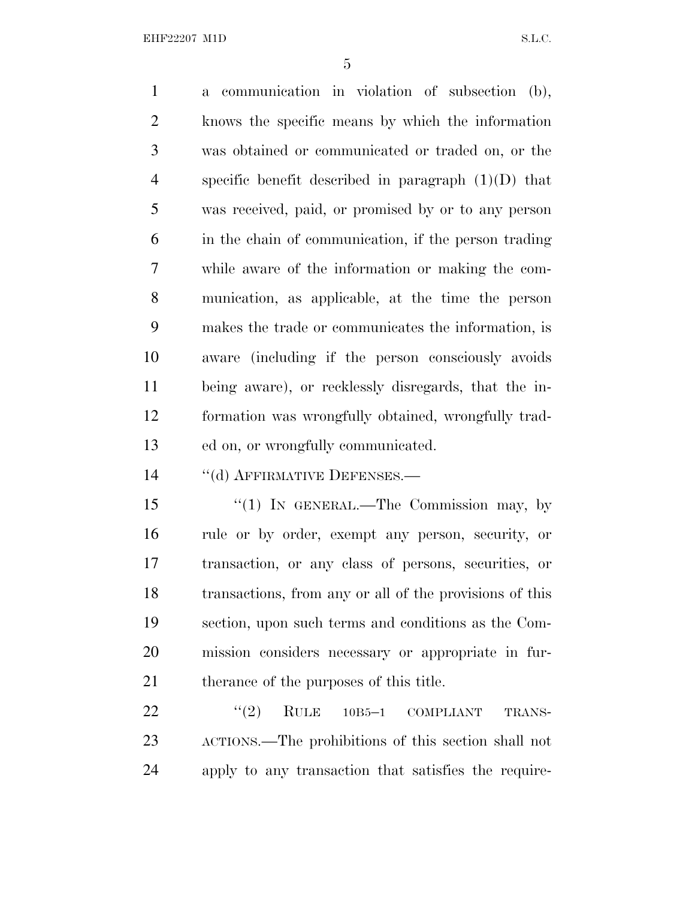a communication in violation of subsection (b), knows the specific means by which the information was obtained or communicated or traded on, or the specific benefit described in paragraph (1)(D) that was received, paid, or promised by or to any person in the chain of communication, if the person trading while aware of the information or making the communication, as applicable, at the time the person makes the trade or communicates the information, is aware (including if the person consciously avoids being aware), or recklessly disregards, that the information was wrongfully obtained, wrongfully traded on, or wrongfully communicated.

"(d) AFFIRMATIVE DEFENSES.—

"(1) IN GENERAL.—The Commission may, by rule or by order, exempt any person, security, or transaction, or any class of persons, securities, or transactions, from any or all of the provisions of this section, upon such terms and conditions as the Commission considers necessary or appropriate in furtherance of the purposes of this title.

"(2) RULE 10B5–1 COMPLIANT TRANSACTIONS.—The prohibitions of this section shall not apply to any transaction that satisfies the require-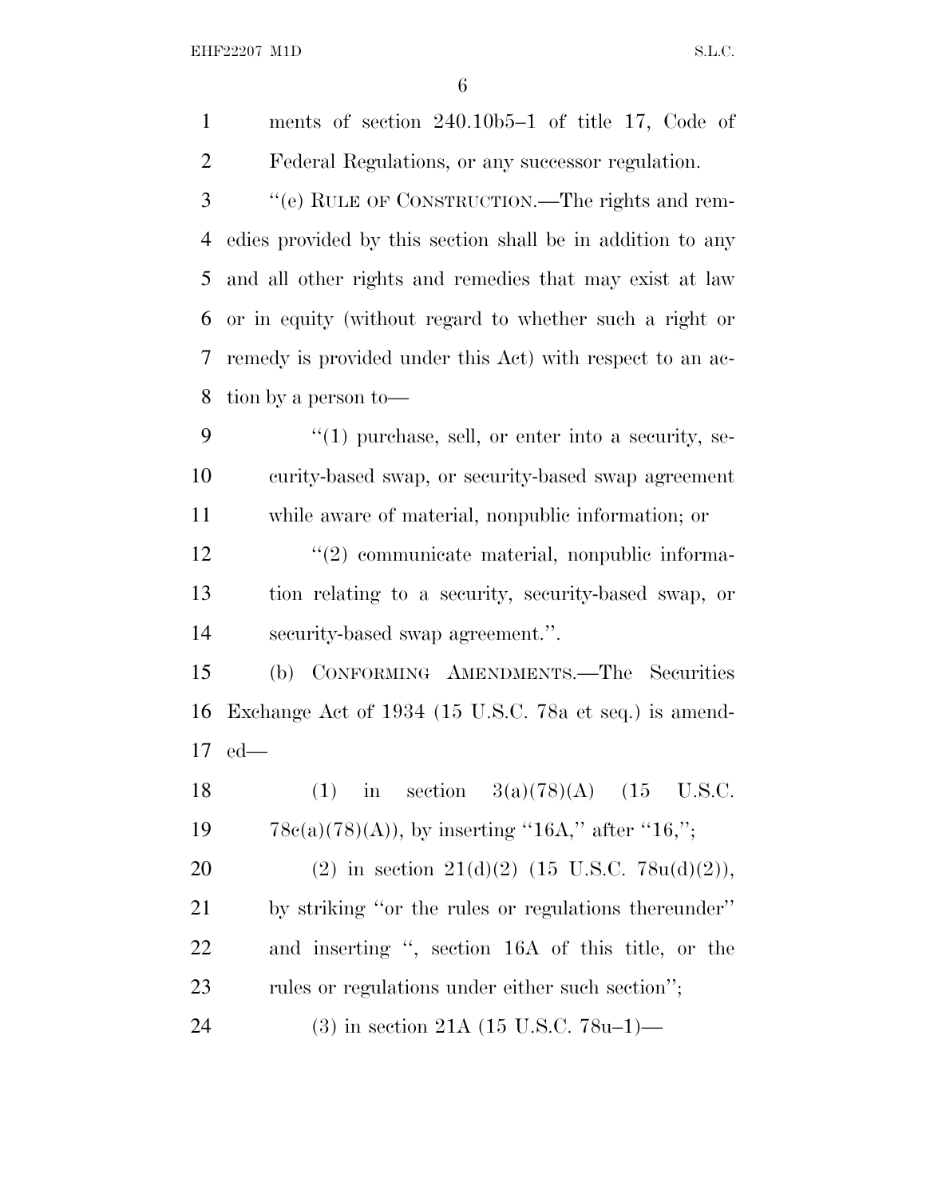ments of section 240.10b5–1 of title 17, Code of Federal Regulations, or any successor regulation.

''(e) RULE OF CONSTRUCTION.—The rights and remedies provided by this section shall be in addition to any and all other rights and remedies that may exist at law or in equity (without regard to whether such a right or remedy is provided under this Act) with respect to an action by a person to—

''(1) purchase, sell, or enter into a security, security-based swap, or security-based swap agreement while aware of material, nonpublic information; or

''(2) communicate material, nonpublic information relating to a security, security-based swap, or security-based swap agreement.''.

(b) CONFORMING AMENDMENTS.—The Securities Exchange Act of 1934 (15 U.S.C. 78a et seq.) is amended—

(1) in section 3(a)(78)(A) (15 U.S.C. 78c(a)(78)(A)), by inserting ''16A,'' after ''16,'';

(2) in section 21(d)(2) (15 U.S.C. 78u(d)(2)), by striking ''or the rules or regulations thereunder'' and inserting '', section 16A of this title, or the rules or regulations under either such section'';

(3) in section 21A (15 U.S.C. 78u–1)—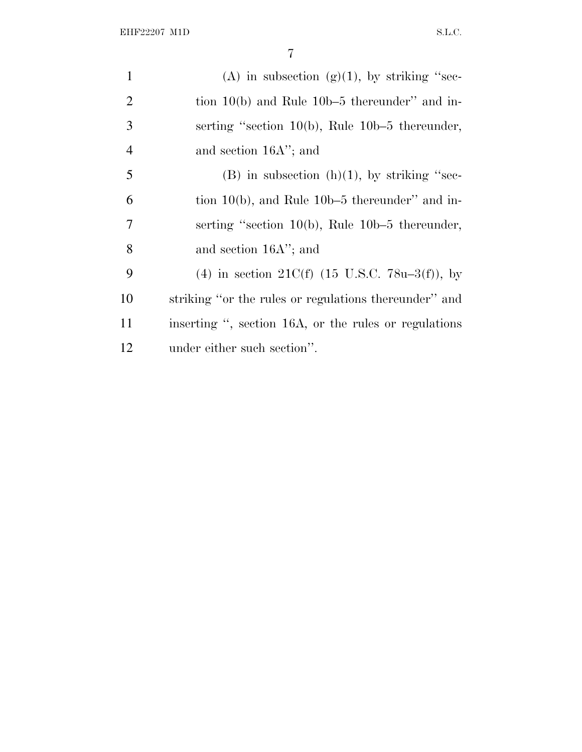(A) in subsection (g)(1), by striking "section 10(b) and Rule 10b–5 thereunder" and inserting "section 10(b), Rule 10b–5 thereunder, and section 16A"; and

(B) in subsection (h)(1), by striking "section 10(b), and Rule 10b–5 thereunder" and inserting "section 10(b), Rule 10b–5 thereunder, and section 16A"; and

(4) in section 21C(f) (15 U.S.C. 78u–3(f)), by striking "or the rules or regulations thereunder" and inserting ", section 16A, or the rules or regulations under either such section".